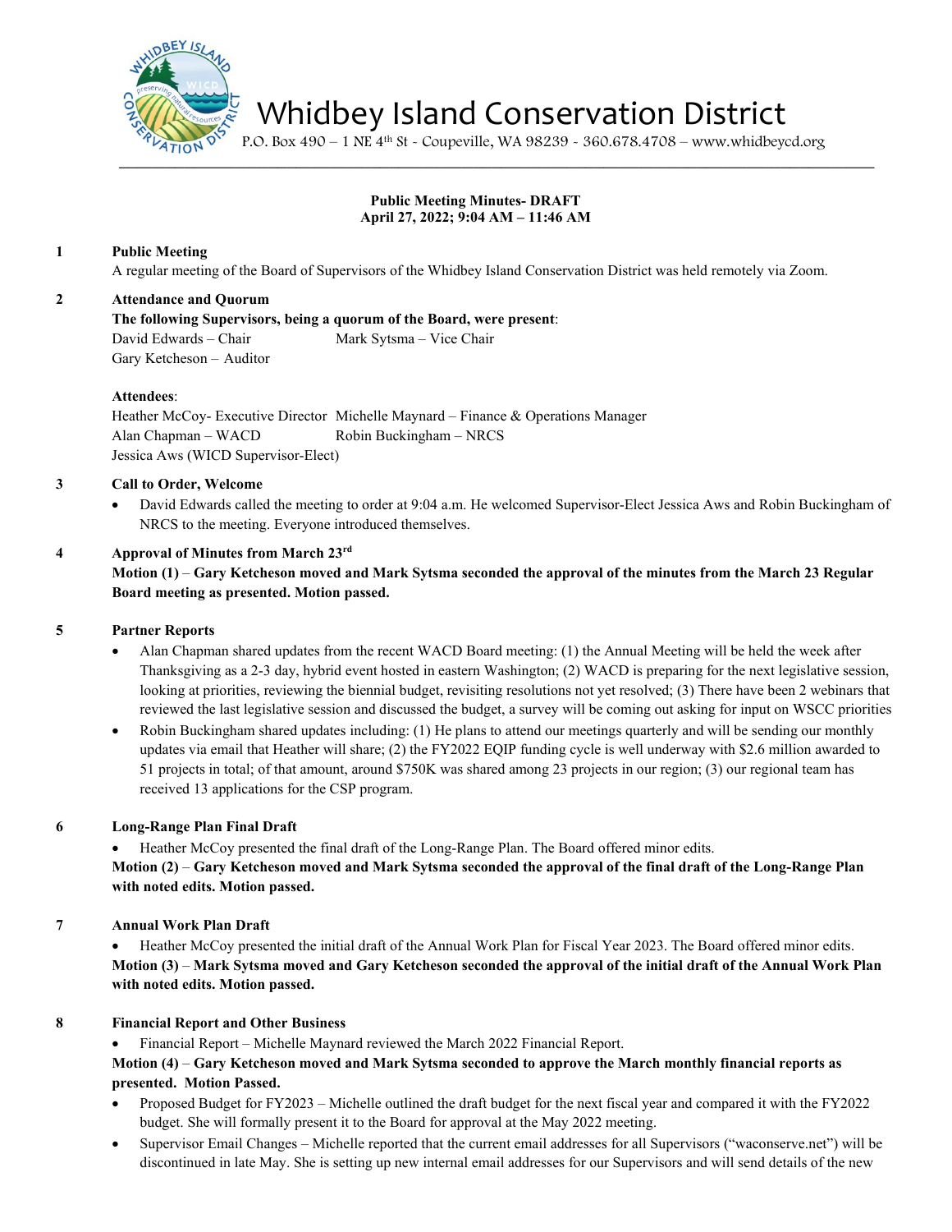# Whidbey Island Conservation District

P.O. Box 490 – 1 NE 4th St - Coupeville, WA 98239 - 360.678.4708 – www.whidbeycd.org

**Public Meeting Minutes- DRAFT**
**April 27, 2022; 9:04 AM – 11:46 AM**

**1 Public Meeting**

A regular meeting of the Board of Supervisors of the Whidbey Island Conservation District was held remotely via Zoom.

**2 Attendance and Quorum**

**The following Supervisors, being a quorum of the Board, were present**:

David Edwards – Chair
Mark Sytsma – Vice Chair
Gary Ketcheson – Auditor

**Attendees**:

Heather McCoy- Executive Director
Michelle Maynard – Finance & Operations Manager
Alan Chapman – WACD
Robin Buckingham – NRCS
Jessica Aws (WICD Supervisor-Elect)

**3 Call to Order, Welcome**

- David Edwards called the meeting to order at 9:04 a.m. He welcomed Supervisor-Elect Jessica Aws and Robin Buckingham of NRCS to the meeting. Everyone introduced themselves.

**4 Approval of Minutes from March 23rd**

**Motion (1) – Gary Ketcheson moved and Mark Sytsma seconded the approval of the minutes from the March 23 Regular Board meeting as presented. Motion passed.**

**5 Partner Reports**

- Alan Chapman shared updates from the recent WACD Board meeting: (1) the Annual Meeting will be held the week after Thanksgiving as a 2-3 day, hybrid event hosted in eastern Washington; (2) WACD is preparing for the next legislative session, looking at priorities, reviewing the biennial budget, revisiting resolutions not yet resolved; (3) There have been 2 webinars that reviewed the last legislative session and discussed the budget, a survey will be coming out asking for input on WSCC priorities
- Robin Buckingham shared updates including: (1) He plans to attend our meetings quarterly and will be sending our monthly updates via email that Heather will share; (2) the FY2022 EQIP funding cycle is well underway with $2.6 million awarded to 51 projects in total; of that amount, around $750K was shared among 23 projects in our region; (3) our regional team has received 13 applications for the CSP program.

**6 Long-Range Plan Final Draft**

- Heather McCoy presented the final draft of the Long-Range Plan. The Board offered minor edits.

**Motion (2) – Gary Ketcheson moved and Mark Sytsma seconded the approval of the final draft of the Long-Range Plan with noted edits. Motion passed.**

**7 Annual Work Plan Draft**

- Heather McCoy presented the initial draft of the Annual Work Plan for Fiscal Year 2023. The Board offered minor edits.

**Motion (3) – Mark Sytsma moved and Gary Ketcheson seconded the approval of the initial draft of the Annual Work Plan with noted edits. Motion passed.**

**8 Financial Report and Other Business**

- Financial Report – Michelle Maynard reviewed the March 2022 Financial Report.

**Motion (4) – Gary Ketcheson moved and Mark Sytsma seconded to approve the March monthly financial reports as presented. Motion Passed.**

- Proposed Budget for FY2023 – Michelle outlined the draft budget for the next fiscal year and compared it with the FY2022 budget. She will formally present it to the Board for approval at the May 2022 meeting.
- Supervisor Email Changes – Michelle reported that the current email addresses for all Supervisors ("waconserve.net") will be discontinued in late May. She is setting up new internal email addresses for our Supervisors and will send details of the new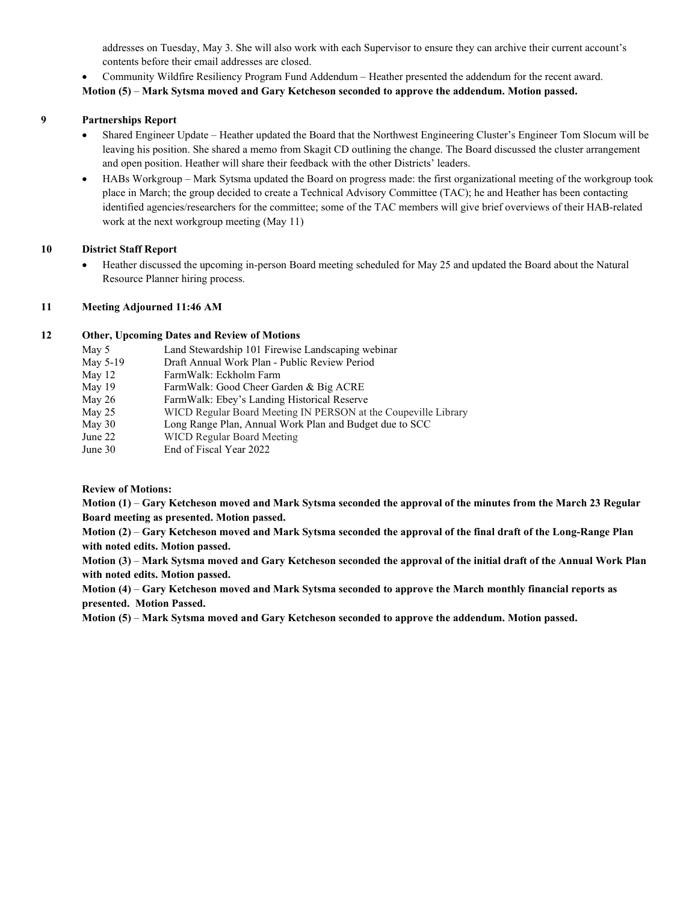addresses on Tuesday, May 3. She will also work with each Supervisor to ensure they can archive their current account's contents before their email addresses are closed.

- Community Wildfire Resiliency Program Fund Addendum – Heather presented the addendum for the recent award.

**Motion (5)** – **Mark Sytsma moved and Gary Ketcheson seconded to approve the addendum. Motion passed.**

**9 Partnerships Report**

- Shared Engineer Update – Heather updated the Board that the Northwest Engineering Cluster's Engineer Tom Slocum will be leaving his position. She shared a memo from Skagit CD outlining the change. The Board discussed the cluster arrangement and open position. Heather will share their feedback with the other Districts' leaders.
- HABs Workgroup – Mark Sytsma updated the Board on progress made: the first organizational meeting of the workgroup took place in March; the group decided to create a Technical Advisory Committee (TAC); he and Heather has been contacting identified agencies/researchers for the committee; some of the TAC members will give brief overviews of their HAB-related work at the next workgroup meeting (May 11)

**10 District Staff Report**

- Heather discussed the upcoming in-person Board meeting scheduled for May 25 and updated the Board about the Natural Resource Planner hiring process.

**11 Meeting Adjourned 11:46 AM**

**12 Other, Upcoming Dates and Review of Motions**

| | |
|---|---|
| May 5 | Land Stewardship 101 Firewise Landscaping webinar |
| May 5-19 | Draft Annual Work Plan - Public Review Period |
| May 12 | FarmWalk: Eckholm Farm |
| May 19 | FarmWalk: Good Cheer Garden & Big ACRE |
| May 26 | FarmWalk: Ebey's Landing Historical Reserve |
| May 25 | WICD Regular Board Meeting IN PERSON at the Coupeville Library |
| May 30 | Long Range Plan, Annual Work Plan and Budget due to SCC |
| June 22 | WICD Regular Board Meeting |
| June 30 | End of Fiscal Year 2022 |

**Review of Motions:**

**Motion (1)** – **Gary Ketcheson moved and Mark Sytsma seconded the approval of the minutes from the March 23 Regular Board meeting as presented. Motion passed.**

**Motion (2)** – **Gary Ketcheson moved and Mark Sytsma seconded the approval of the final draft of the Long-Range Plan with noted edits. Motion passed.**

**Motion (3)** – **Mark Sytsma moved and Gary Ketcheson seconded the approval of the initial draft of the Annual Work Plan with noted edits. Motion passed.**

**Motion (4)** – **Gary Ketcheson moved and Mark Sytsma seconded to approve the March monthly financial reports as presented. Motion Passed.**

**Motion (5)** – **Mark Sytsma moved and Gary Ketcheson seconded to approve the addendum. Motion passed.**